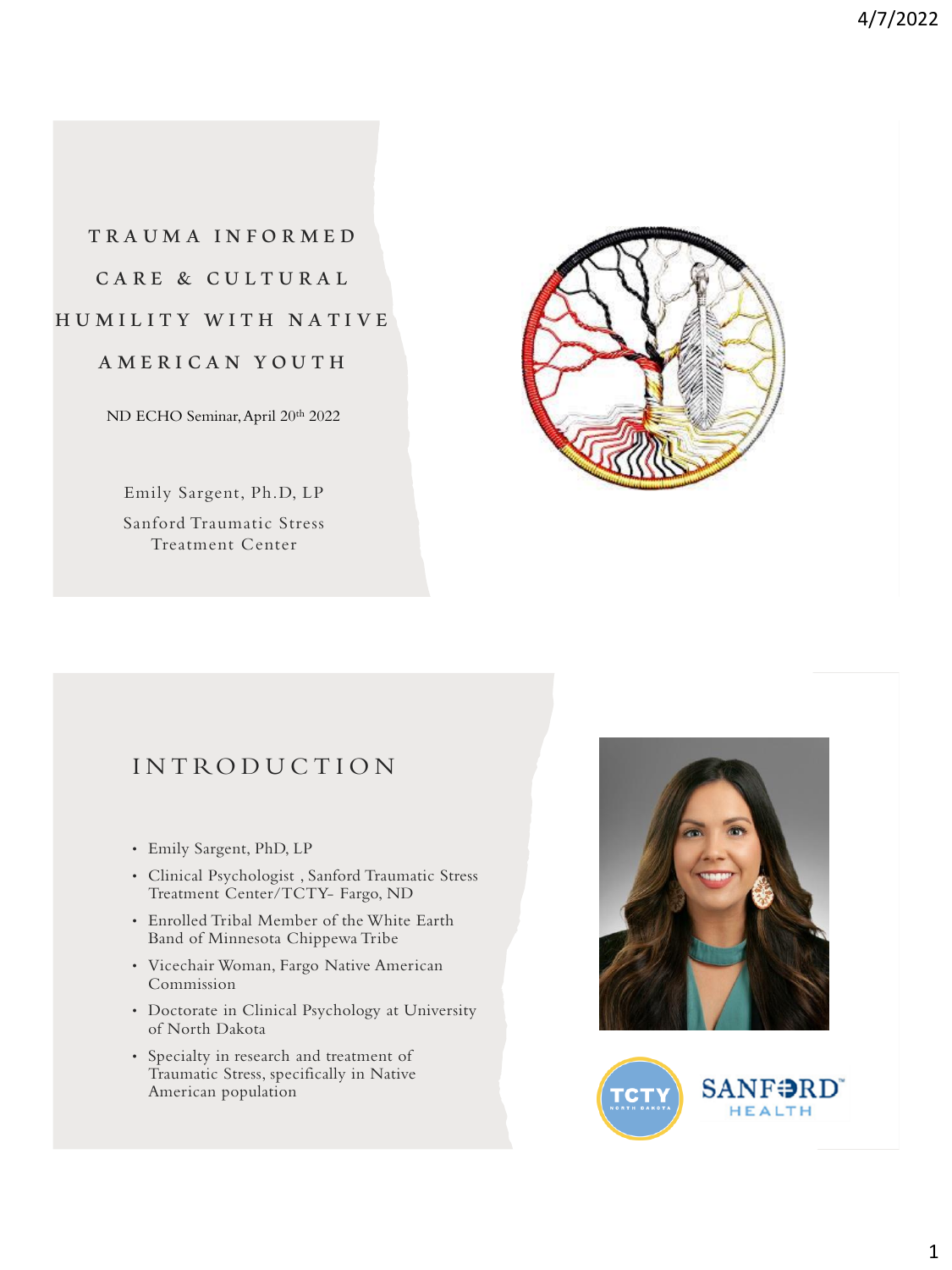# TRAUMA INFORMED CARE & CULTURAL HUMILITY WITH NATIVE AMERICAN YOUTH

ND ECHO Seminar, April 20th 2022

Emily Sargent, Ph.D, LP

Sanford Traumatic Stress Treatment Center

## INTRODUCTION

- Emily Sargent, PhD, LP
- Clinical Psychologist , Sanford Traumatic Stress Treatment Center/TCTY- Fargo, ND
- Enrolled Tribal Member of the White Earth Band of Minnesota Chippewa Tribe
- Vicechair Woman, Fargo Native American Commission
- Doctorate in Clinical Psychology at University of North Dakota
- Specialty in research and treatment of Traumatic Stress, specifically in Native American population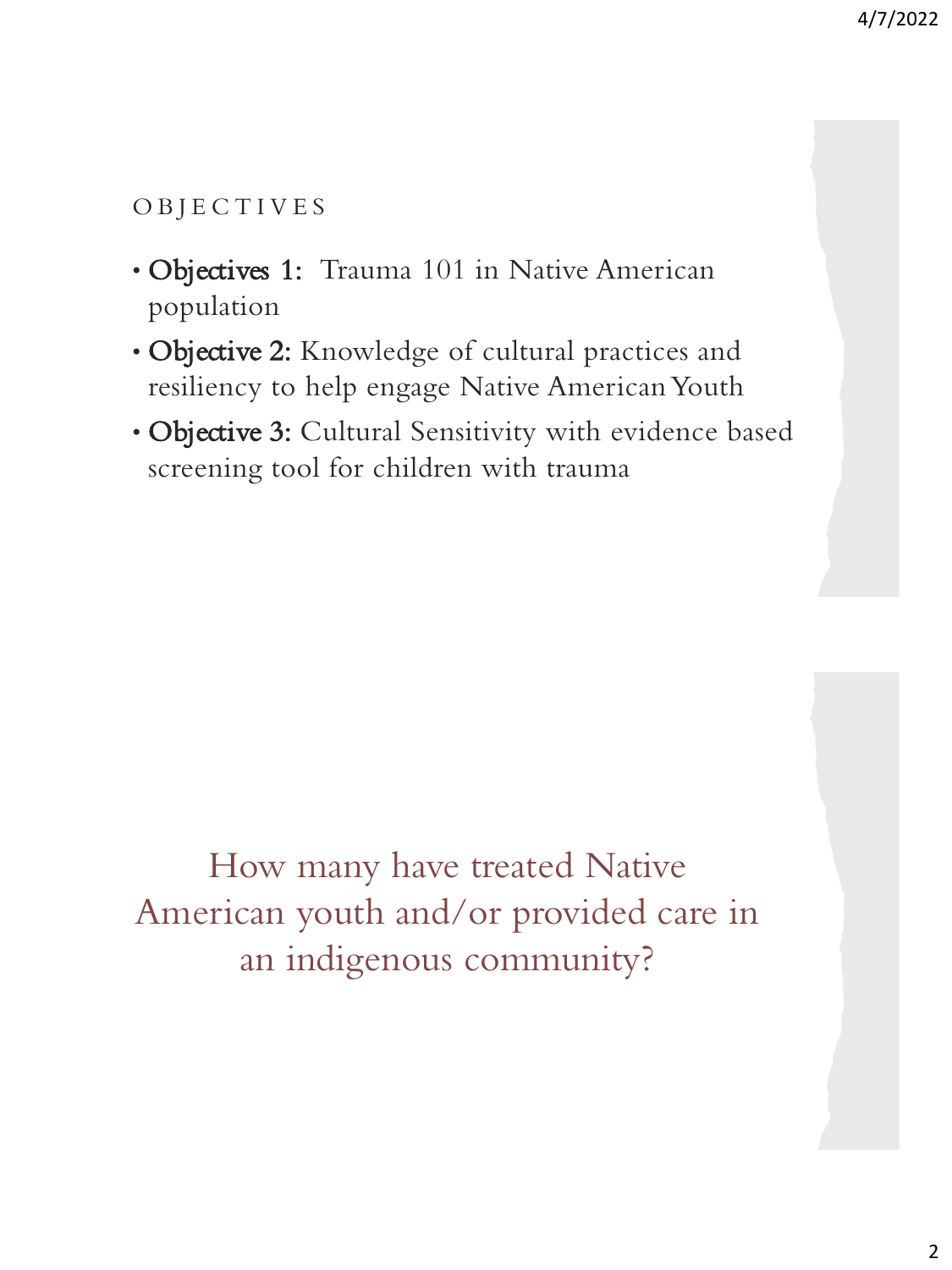## OBJECTIVES

- **Objectives 1:** Trauma 101 in Native American population
- **Objective 2:** Knowledge of cultural practices and resiliency to help engage Native American Youth
- **Objective 3:** Cultural Sensitivity with evidence based screening tool for children with trauma

## How many have treated Native American youth and/or provided care in an indigenous community?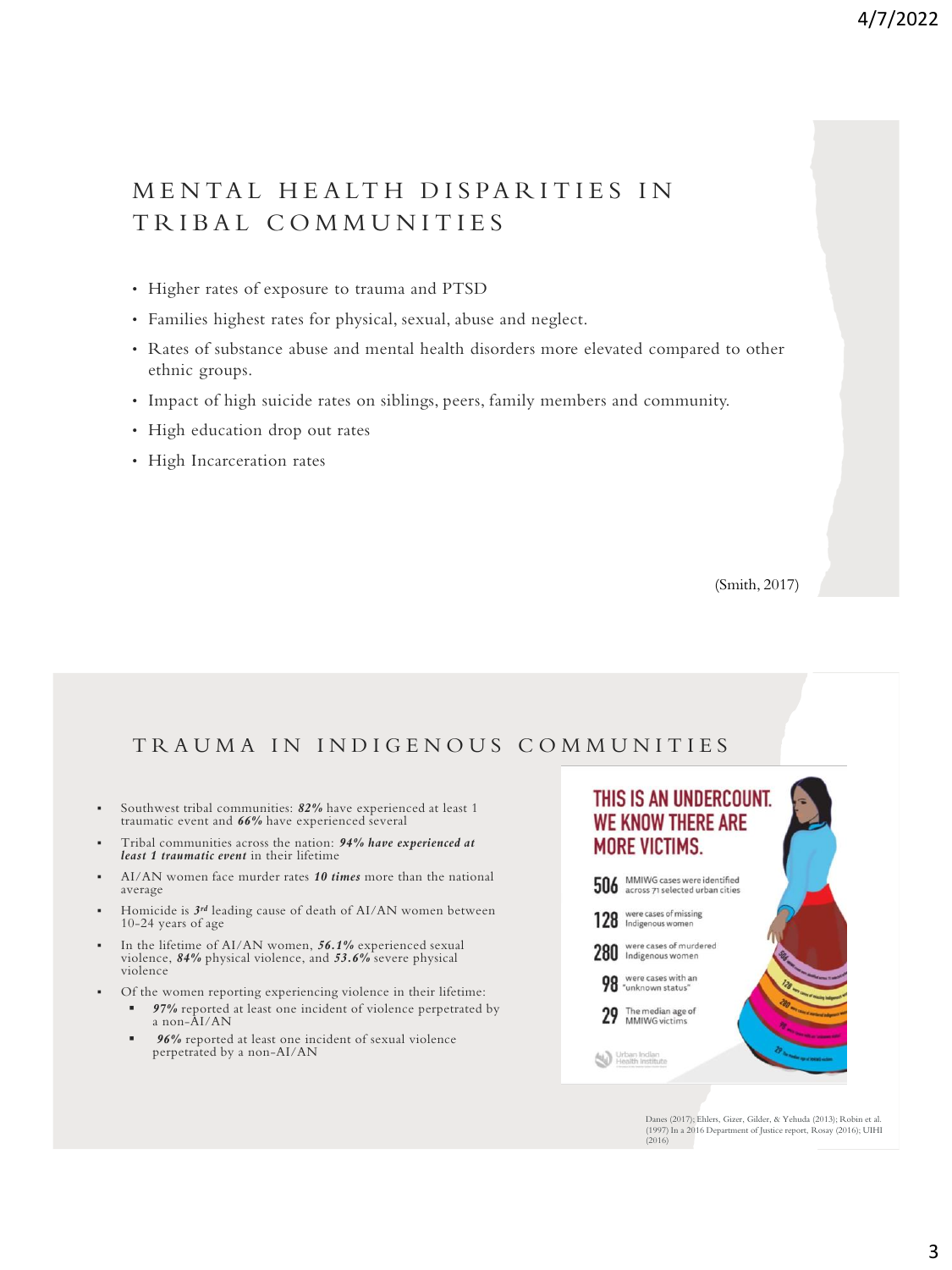## MENTAL HEALTH DISPARITIES IN TRIBAL COMMUNITIES

- Higher rates of exposure to trauma and PTSD
- Families highest rates for physical, sexual, abuse and neglect.
- Rates of substance abuse and mental health disorders more elevated compared to other ethnic groups.
- Impact of high suicide rates on siblings, peers, family members and community.
- High education drop out rates
- High Incarceration rates

(Smith, 2017)

## TRAUMA IN INDIGENOUS COMMUNITIES

- Southwest tribal communities: ***82%*** have experienced at least 1 traumatic event and ***66%*** have experienced several
- Tribal communities across the nation: ***94% have experienced at least 1 traumatic event*** in their lifetime
- AI/AN women face murder rates ***10 times*** more than the national average
- Homicide is ***3rd*** leading cause of death of AI/AN women between 10-24 years of age
- In the lifetime of AI/AN women, ***56.1%*** experienced sexual violence, ***84%*** physical violence, and ***53.6%*** severe physical violence
- Of the women reporting experiencing violence in their lifetime:
  - ***97%*** reported at least one incident of violence perpetrated by a non-AI/AN
  - ***96%*** reported at least one incident of sexual violence perpetrated by a non-AI/AN

THIS IS AN UNDERCOUNT. WE KNOW THERE ARE MORE VICTIMS.

**506** MMIWG cases were identified across 71 selected urban cities

**128** were cases of missing Indigenous women

**280** were cases of murdered Indigenous women

**98** were cases with an "unknown status"

**29** The median age of MMIWG victims

Urban Indian Health Institute

Danes (2017); Ehlers, Gizer, Gilder, & Yehuda (2013); Robin et al. (1997) In a 2016 Department of Justice report, Rosay (2016); UIHI (2016)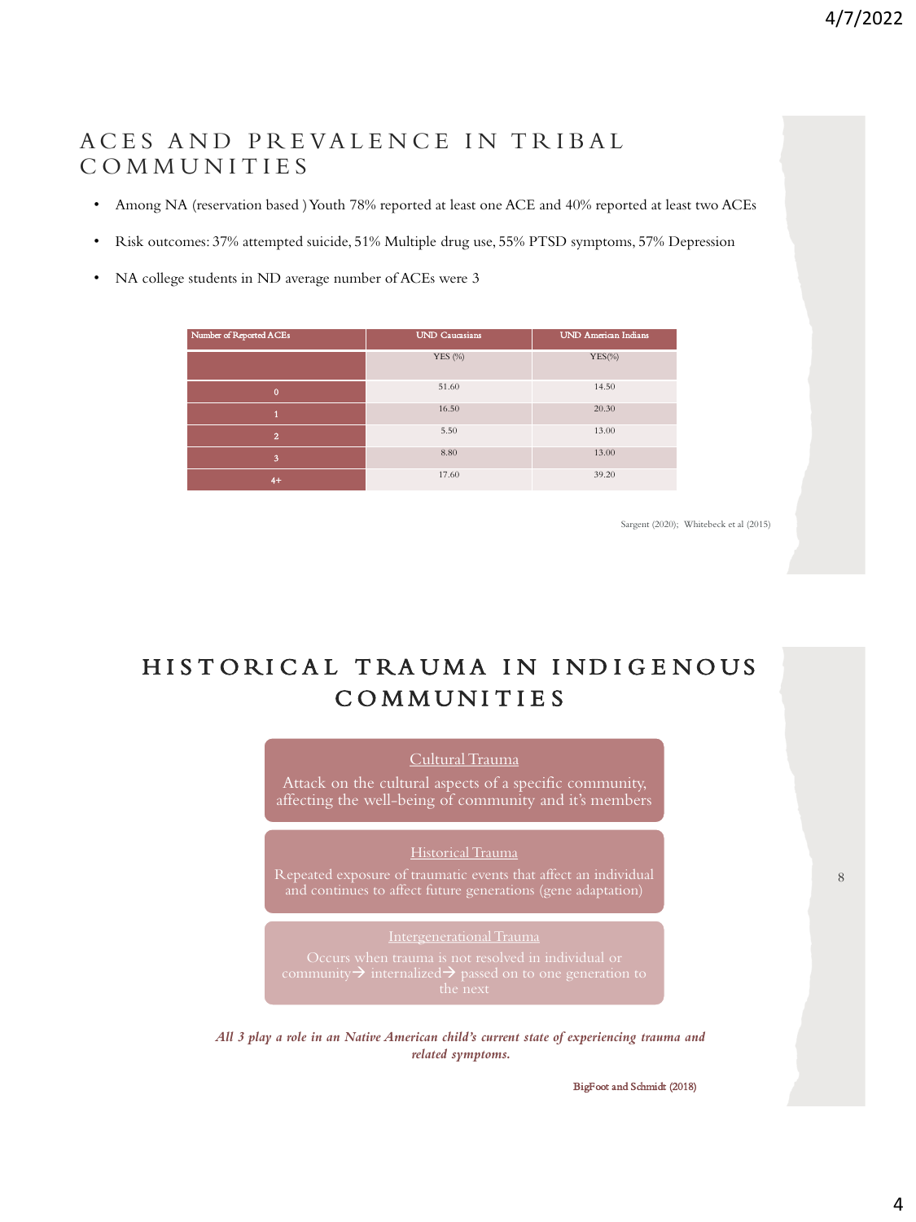## ACES AND PREVALENCE IN TRIBAL COMMUNITIES

- Among NA (reservation based ) Youth 78% reported at least one ACE and 40% reported at least two ACEs
- Risk outcomes: 37% attempted suicide, 51% Multiple drug use, 55% PTSD symptoms, 57% Depression
- NA college students in ND average number of ACEs were 3

| Number of Reported ACEs | UND Caucasians | UND American Indians |
|---|---|---|
| | YES (%) | YES(%) |
| 0 | 51.60 | 14.50 |
| 1 | 16.50 | 20.30 |
| 2 | 5.50 | 13.00 |
| 3 | 8.80 | 13.00 |
| 4+ | 17.60 | 39.20 |

Sargent (2020); Whitebeck et al (2015)

## HISTORICAL TRAUMA IN INDIGENOUS COMMUNITIES

**Cultural Trauma**

Attack on the cultural aspects of a specific community, affecting the well-being of community and it's members

**Historical Trauma**

Repeated exposure of traumatic events that affect an individual and continues to affect future generations (gene adaptation)

**Intergenerational Trauma**

Occurs when trauma is not resolved in individual or community→ internalized→ passed on to one generation to the next

***All 3 play a role in an Native American child's current state of experiencing trauma and related symptoms.***

BigFoot and Schmidt (2018)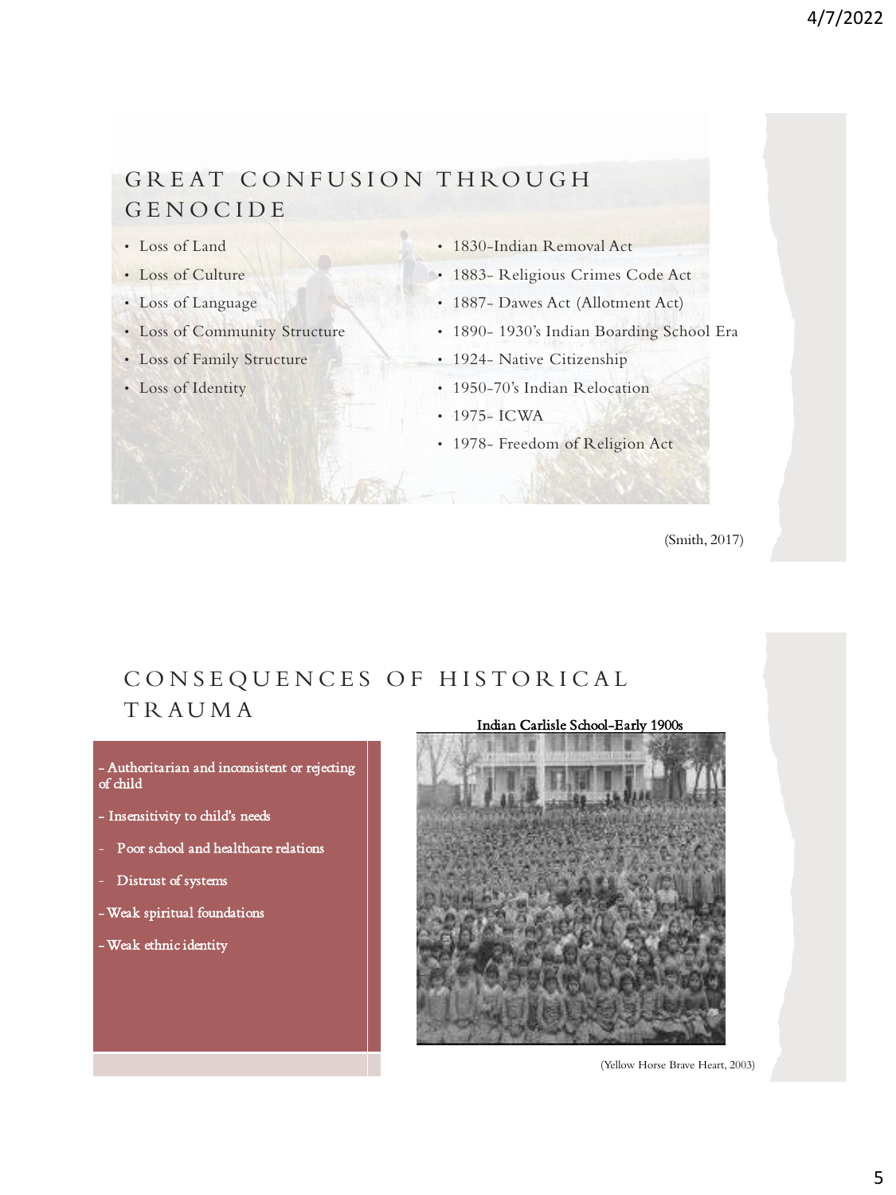## GREAT CONFUSION THROUGH GENOCIDE

- Loss of Land
- Loss of Culture
- Loss of Language
- Loss of Community Structure
- Loss of Family Structure
- Loss of Identity

- 1830-Indian Removal Act
- 1883- Religious Crimes Code Act
- 1887- Dawes Act (Allotment Act)
- 1890- 1930's Indian Boarding School Era
- 1924- Native Citizenship
- 1950-70's Indian Relocation
- 1975- ICWA
- 1978- Freedom of Religion Act

(Smith, 2017)

## CONSEQUENCES OF HISTORICAL TRAUMA

- Authoritarian and inconsistent or rejecting of child
- Insensitivity to child's needs
- Poor school and healthcare relations
- Distrust of systems
- Weak spiritual foundations
- Weak ethnic identity

Indian Carlisle School–Early 1900s

(Yellow Horse Brave Heart, 2003)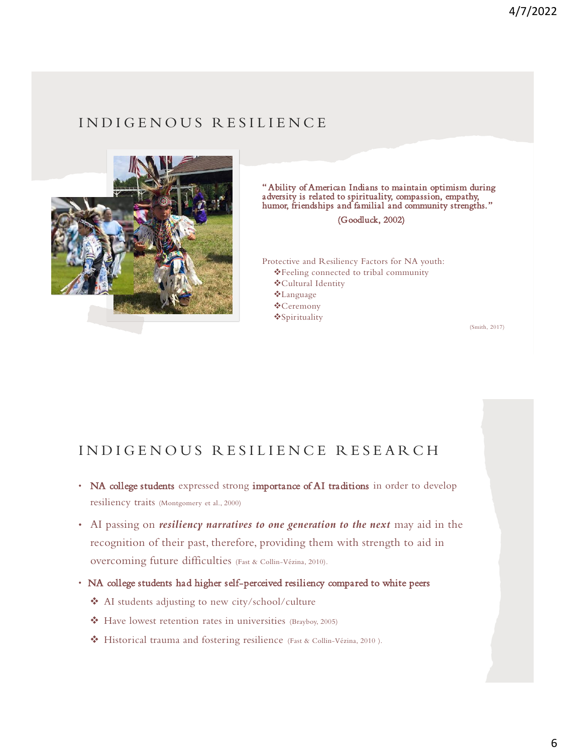## INDIGENOUS RESILIENCE

"Ability of American Indians to maintain optimism during adversity is related to spirituality, compassion, empathy, humor, friendships and familial and community strengths."

(Goodluck, 2002)

Protective and Resiliency Factors for NA youth:

- ❖Feeling connected to tribal community
- ❖Cultural Identity
- ❖Language
- ❖Ceremony
- ❖Spirituality

(Smith, 2017)

## INDIGENOUS RESILIENCE RESEARCH

- **NA college students** expressed strong **importance of AI traditions** in order to develop resiliency traits (Montgomery et al., 2000)
- AI passing on ***resiliency narratives to one generation to the next*** may aid in the recognition of their past, therefore, providing them with strength to aid in overcoming future difficulties (Fast & Collin-Vézina, 2010).
- **NA college students had higher self-perceived resiliency compared to white peers**
  - ❖ AI students adjusting to new city/school/culture
  - ❖ Have lowest retention rates in universities (Brayboy, 2005)
  - ❖ Historical trauma and fostering resilience (Fast & Collin-Vézina, 2010 ).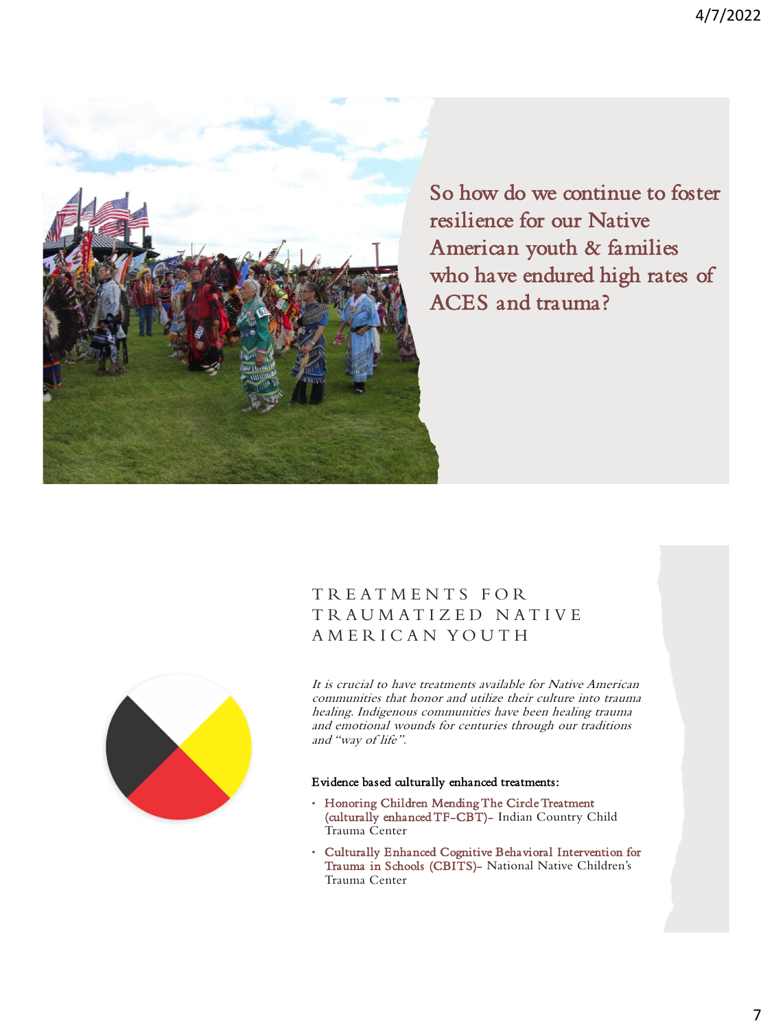So how do we continue to foster resilience for our Native American youth & families who have endured high rates of ACES and trauma?

## TREATMENTS FOR TRAUMATIZED NATIVE AMERICAN YOUTH

*It is crucial to have treatments available for Native American communities that honor and utilize their culture into trauma healing. Indigenous communities have been healing trauma and emotional wounds for centuries through our traditions and "way of life".*

Evidence based culturally enhanced treatments:

- Honoring Children Mending The Circle Treatment (culturally enhanced TF-CBT)- Indian Country Child Trauma Center
- Culturally Enhanced Cognitive Behavioral Intervention for Trauma in Schools (CBITS)- National Native Children's Trauma Center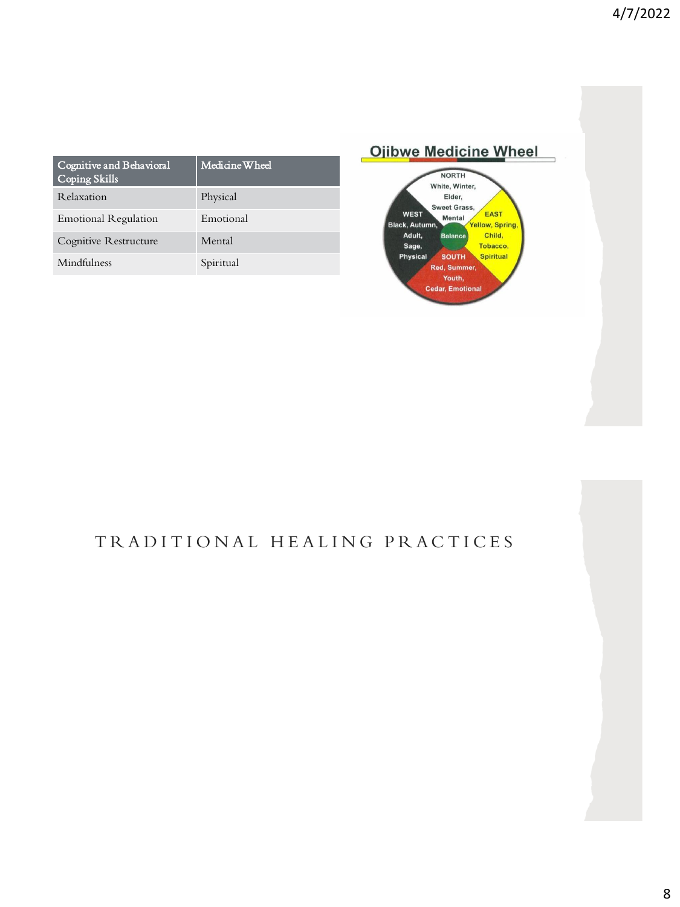| Cognitive and Behavioral Coping Skills | Medicine Wheel |
|---|---|
| Relaxation | Physical |
| Emotional Regulation | Emotional |
| Cognitive Restructure | Mental |
| Mindfulness | Spiritual |

**Ojibwe Medicine Wheel**

NORTH
White, Winter,
Elder,
Sweet Grass,
Mental

EAST
Yellow, Spring,
Child,
Tobacco,
Spiritual

SOUTH
Red, Summer,
Youth,
Cedar, Emotional

WEST
Black, Autumn,
Adult,
Sage,
Physical

Balance

# TRADITIONAL HEALING PRACTICES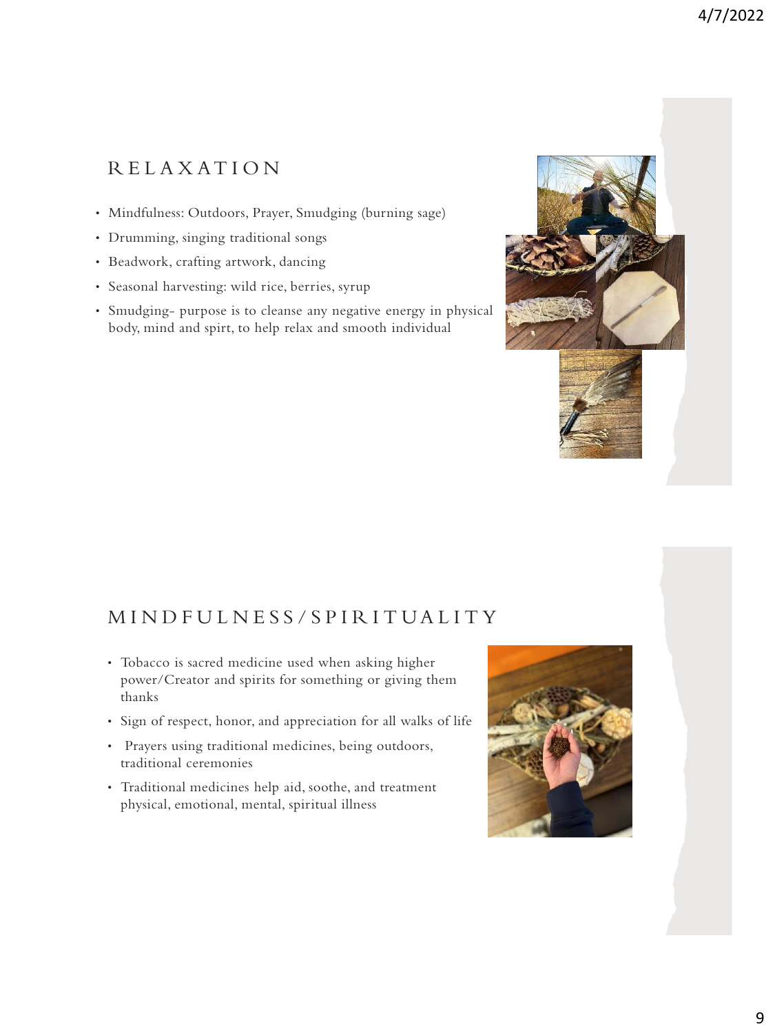## RELAXATION

- Mindfulness: Outdoors, Prayer, Smudging (burning sage)
- Drumming, singing traditional songs
- Beadwork, crafting artwork, dancing
- Seasonal harvesting: wild rice, berries, syrup
- Smudging- purpose is to cleanse any negative energy in physical body, mind and spirt, to help relax and smooth individual

## MINDFULNESS/SPIRITUALITY

- Tobacco is sacred medicine used when asking higher power/Creator and spirits for something or giving them thanks
- Sign of respect, honor, and appreciation for all walks of life
- Prayers using traditional medicines, being outdoors, traditional ceremonies
- Traditional medicines help aid, soothe, and treatment physical, emotional, mental, spiritual illness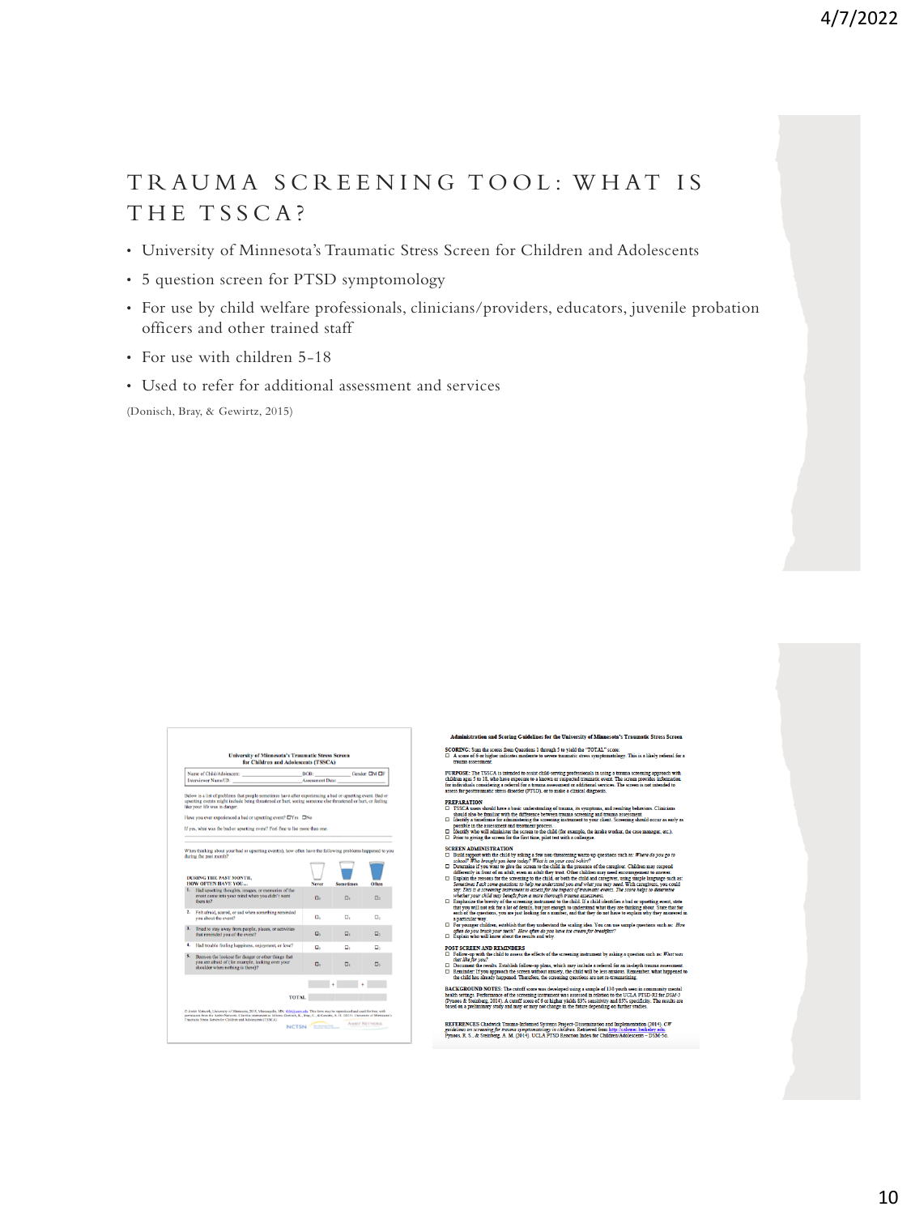# TRAUMA SCREENING TOOL: WHAT IS THE TSSCA?

- University of Minnesota's Traumatic Stress Screen for Children and Adolescents
- 5 question screen for PTSD symptomology
- For use by child welfare professionals, clinicians/providers, educators, juvenile probation officers and other trained staff
- For use with children 5-18
- Used to refer for additional assessment and services

(Donisch, Bray, & Gewirtz, 2015)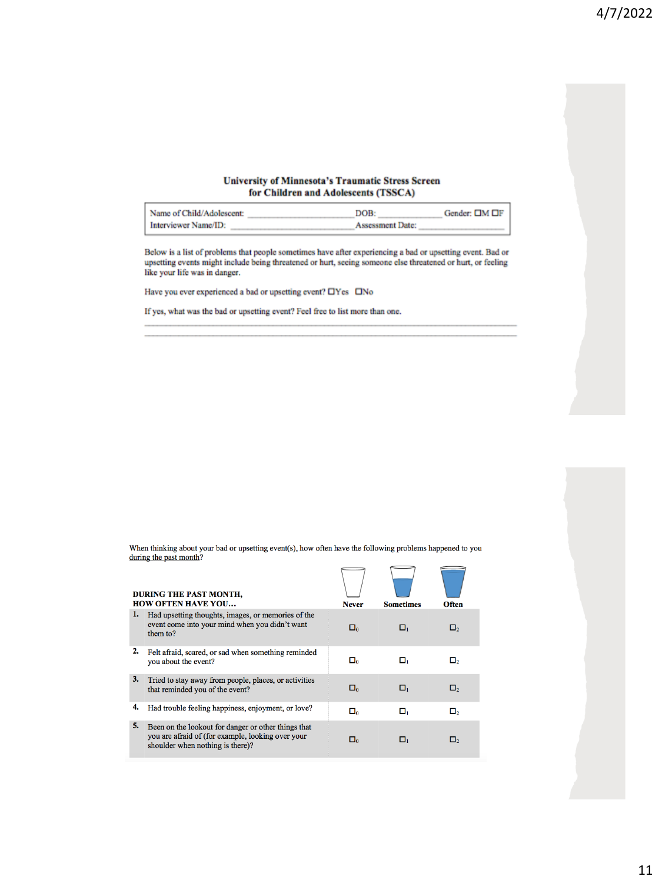## University of Minnesota's Traumatic Stress Screen for Children and Adolescents (TSSCA)

| | |
|---|---|
| Name of Child/Adolescent: ____________ DOB: ____________ | Gender: ☐M ☐F |
| Interviewer Name/ID: ____________ | Assessment Date: ____________ |

Below is a list of problems that people sometimes have after experiencing a bad or upsetting event. Bad or upsetting events might include being threatened or hurt, seeing someone else threatened or hurt, or feeling like your life was in danger.

Have you ever experienced a bad or upsetting event? ☐Yes ☐No

If yes, what was the bad or upsetting event? Feel free to list more than one.

___________________________________________

___________________________________________

When thinking about your bad or upsetting event(s), how often have the following problems happened to you during the past month?

| DURING THE PAST MONTH, HOW OFTEN HAVE YOU… | Never | Sometimes | Often |
|---|---|---|---|
| 1. Had upsetting thoughts, images, or memories of the event come into your mind when you didn't want them to? | ☐ 0 | ☐ 1 | ☐ 2 |
| 2. Felt afraid, scared, or sad when something reminded you about the event? | ☐ 0 | ☐ 1 | ☐ 2 |
| 3. Tried to stay away from people, places, or activities that reminded you of the event? | ☐ 0 | ☐ 1 | ☐ 2 |
| 4. Had trouble feeling happiness, enjoyment, or love? | ☐ 0 | ☐ 1 | ☐ 2 |
| 5. Been on the lookout for danger or other things that you are afraid of (for example, looking over your shoulder when nothing is there)? | ☐ 0 | ☐ 1 | ☐ 2 |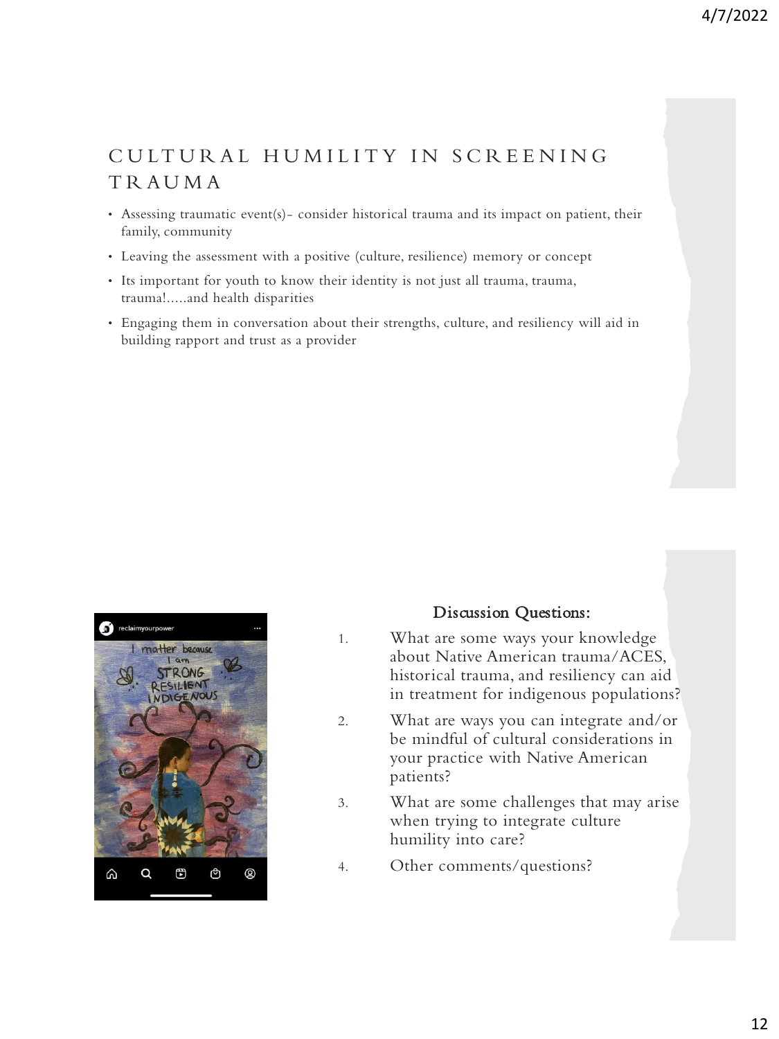## CULTURAL HUMILITY IN SCREENING TRAUMA

- Assessing traumatic event(s)- consider historical trauma and its impact on patient, their family, community
- Leaving the assessment with a positive (culture, resilience) memory or concept
- Its important for youth to know their identity is not just all trauma, trauma, trauma!.....and health disparities
- Engaging them in conversation about their strengths, culture, and resiliency will aid in building rapport and trust as a provider

### Discussion Questions:

1. What are some ways your knowledge about Native American trauma/ACES, historical trauma, and resiliency can aid in treatment for indigenous populations?
2. What are ways you can integrate and/or be mindful of cultural considerations in your practice with Native American patients?
3. What are some challenges that may arise when trying to integrate culture humility into care?
4. Other comments/questions?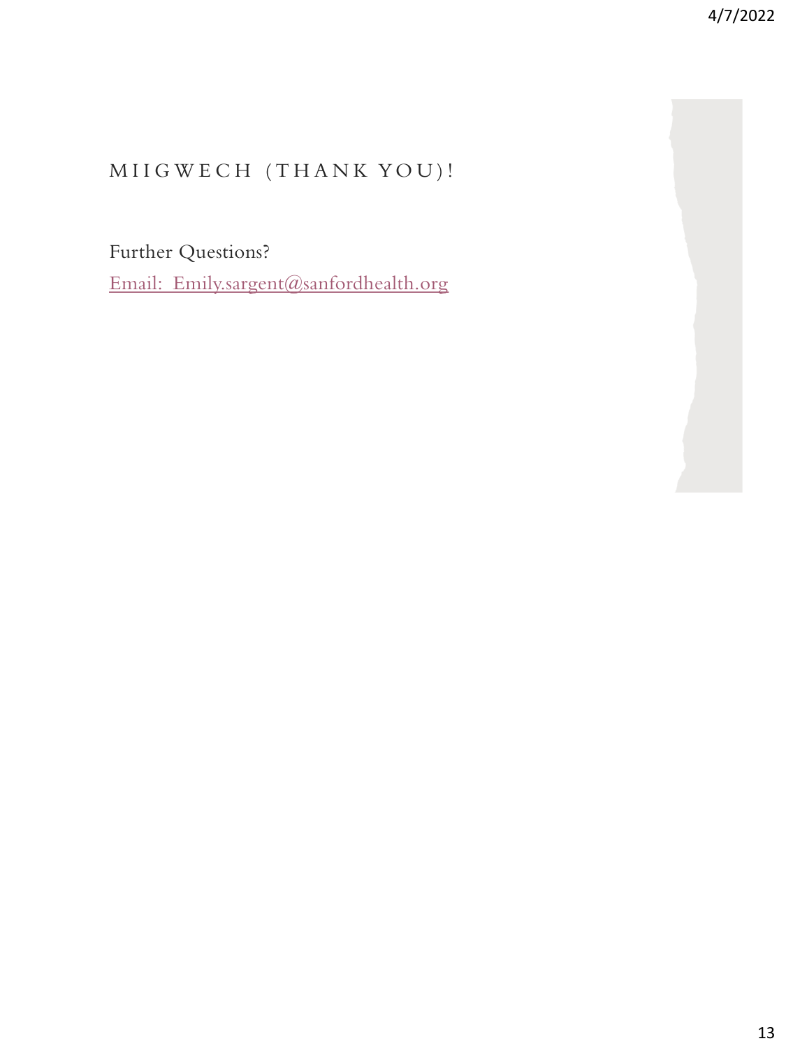## MIIGWECH (THANK YOU)!

Further Questions?

Email: Emily.sargent@sanfordhealth.org